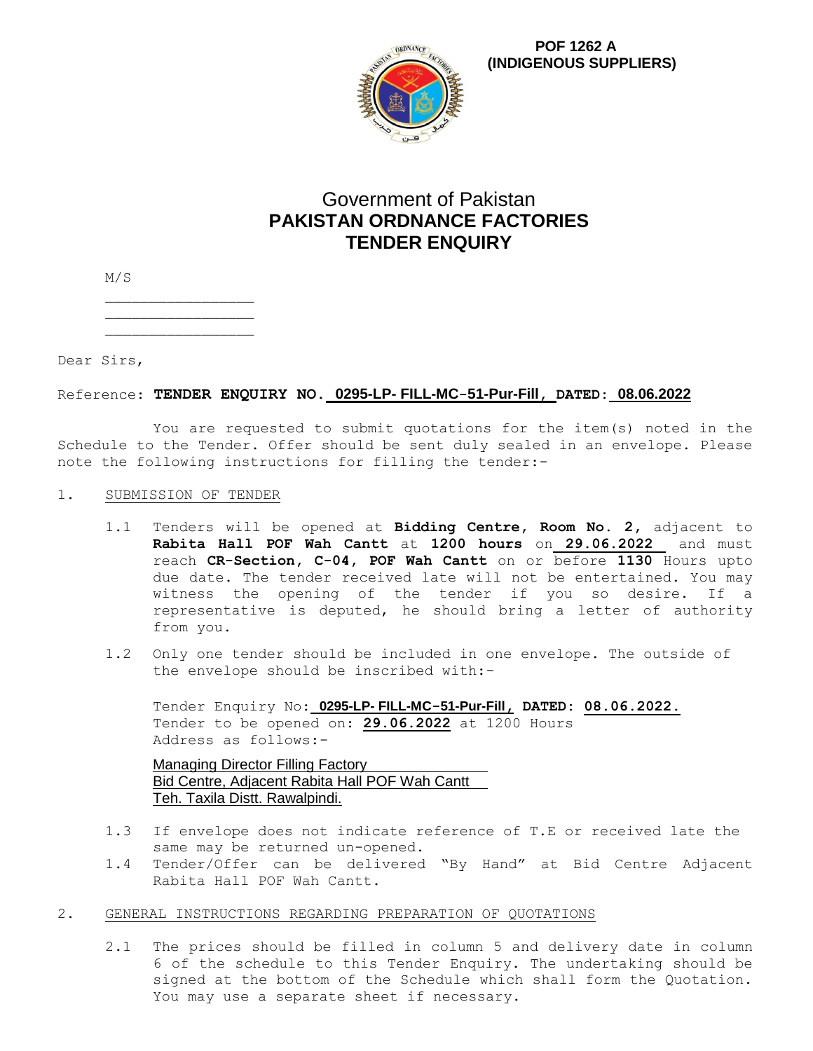**POF 1262 A**
**(INDIGENOUS SUPPLIERS)**

# Government of Pakistan
# PAKISTAN ORDNANCE FACTORIES
# TENDER ENQUIRY

M/S

________________
________________
________________

Dear Sirs,

Reference: **TENDER ENQUIRY NO. 0295-LP- FILL-MC–51-Pur-Fill, DATED: 08.06.2022**

You are requested to submit quotations for the item(s) noted in the Schedule to the Tender. Offer should be sent duly sealed in an envelope. Please note the following instructions for filling the tender:-

1. SUBMISSION OF TENDER

   1.1 Tenders will be opened at **Bidding Centre, Room No. 2,** adjacent to **Rabita Hall POF Wah Cantt** at **1200 hours** on **29.06.2022** and must reach **CR-Section, C-04, POF Wah Cantt** on or before **1130** Hours upto due date. The tender received late will not be entertained. You may witness the opening of the tender if you so desire. If a representative is deputed, he should bring a letter of authority from you.

   1.2 Only one tender should be included in one envelope. The outside of the envelope should be inscribed with:-

   Tender Enquiry No**: 0295-LP- FILL-MC–51-Pur-Fill, DATED: 08.06.2022.**
   Tender to be opened on: **29.06.2022** at 1200 Hours
   Address as follows:-

   Managing Director Filling Factory
   Bid Centre, Adjacent Rabita Hall POF Wah Cantt
   Teh. Taxila Distt. Rawalpindi.

   1.3 If envelope does not indicate reference of T.E or received late the same may be returned un-opened.

   1.4 Tender/Offer can be delivered "By Hand" at Bid Centre Adjacent Rabita Hall POF Wah Cantt.

2. GENERAL INSTRUCTIONS REGARDING PREPARATION OF QUOTATIONS

   2.1 The prices should be filled in column 5 and delivery date in column 6 of the schedule to this Tender Enquiry. The undertaking should be signed at the bottom of the Schedule which shall form the Quotation. You may use a separate sheet if necessary.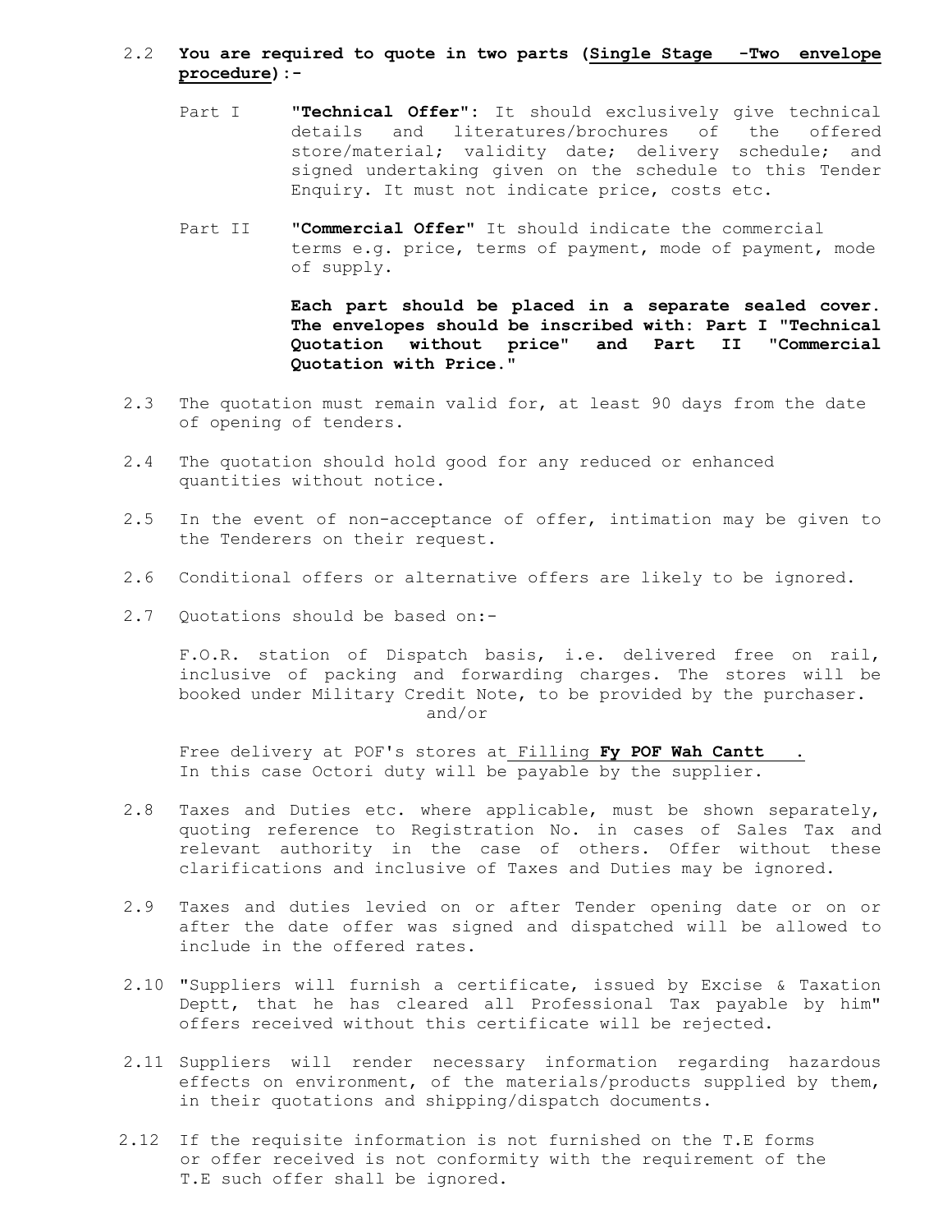2.2 **You are required to quote in two parts (Single Stage -Two envelope procedure):-**

Part I **"Technical Offer"**: It should exclusively give technical details and literatures/brochures of the offered store/material; validity date; delivery schedule; and signed undertaking given on the schedule to this Tender Enquiry. It must not indicate price, costs etc.

Part II **"Commercial Offer"** It should indicate the commercial terms e.g. price, terms of payment, mode of payment, mode of supply.

**Each part should be placed in a separate sealed cover. The envelopes should be inscribed with: Part I "Technical Quotation without price" and Part II "Commercial Quotation with Price."**

2.3 The quotation must remain valid for, at least 90 days from the date of opening of tenders.

2.4 The quotation should hold good for any reduced or enhanced quantities without notice.

2.5 In the event of non-acceptance of offer, intimation may be given to the Tenderers on their request.

2.6 Conditional offers or alternative offers are likely to be ignored.

2.7 Quotations should be based on:-

F.O.R. station of Dispatch basis, i.e. delivered free on rail, inclusive of packing and forwarding charges. The stores will be booked under Military Credit Note, to be provided by the purchaser.

and/or

Free delivery at POF's stores at Filling **Fy POF Wah Cantt** . In this case Octori duty will be payable by the supplier.

2.8 Taxes and Duties etc. where applicable, must be shown separately, quoting reference to Registration No. in cases of Sales Tax and relevant authority in the case of others. Offer without these clarifications and inclusive of Taxes and Duties may be ignored.

2.9 Taxes and duties levied on or after Tender opening date or on or after the date offer was signed and dispatched will be allowed to include in the offered rates.

2.10 "Suppliers will furnish a certificate, issued by Excise & Taxation Deptt, that he has cleared all Professional Tax payable by him" offers received without this certificate will be rejected.

2.11 Suppliers will render necessary information regarding hazardous effects on environment, of the materials/products supplied by them, in their quotations and shipping/dispatch documents.

2.12 If the requisite information is not furnished on the T.E forms or offer received is not conformity with the requirement of the T.E such offer shall be ignored.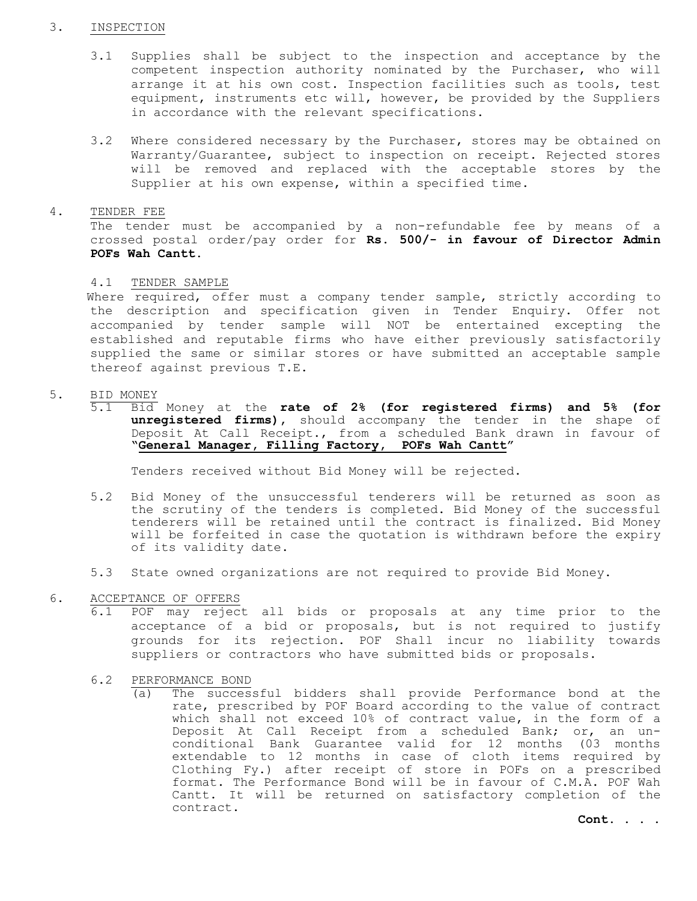3. <u>INSPECTION</u>

3.1 Supplies shall be subject to the inspection and acceptance by the competent inspection authority nominated by the Purchaser, who will arrange it at his own cost. Inspection facilities such as tools, test equipment, instruments etc will, however, be provided by the Suppliers in accordance with the relevant specifications.

3.2 Where considered necessary by the Purchaser, stores may be obtained on Warranty/Guarantee, subject to inspection on receipt. Rejected stores will be removed and replaced with the acceptable stores by the Supplier at his own expense, within a specified time.

4. <u>TENDER FEE</u>

The tender must be accompanied by a non-refundable fee by means of a crossed postal order/pay order for **Rs. 500/- in favour of Director Admin POFs Wah Cantt**.

4.1 <u>TENDER SAMPLE</u>

Where required, offer must a company tender sample, strictly according to the description and specification given in Tender Enquiry. Offer not accompanied by tender sample will NOT be entertained excepting the established and reputable firms who have either previously satisfactorily supplied the same or similar stores or have submitted an acceptable sample thereof against previous T.E.

5. <u>BID MONEY</u>

5.1 Bid Money at the **rate of 2% (for registered firms) and 5% (for unregistered firms)**, should accompany the tender in the shape of Deposit At Call Receipt., from a scheduled Bank drawn in favour of **"<u>General Manager, Filling Factory, POFs Wah Cantt</u>"**

Tenders received without Bid Money will be rejected.

5.2 Bid Money of the unsuccessful tenderers will be returned as soon as the scrutiny of the tenders is completed. Bid Money of the successful tenderers will be retained until the contract is finalized. Bid Money will be forfeited in case the quotation is withdrawn before the expiry of its validity date.

5.3 State owned organizations are not required to provide Bid Money.

6. <u>ACCEPTANCE OF OFFERS</u>

6.1 POF may reject all bids or proposals at any time prior to the acceptance of a bid or proposals, but is not required to justify grounds for its rejection. POF Shall incur no liability towards suppliers or contractors who have submitted bids or proposals.

6.2 <u>PERFORMANCE BOND</u>

(a) The successful bidders shall provide Performance bond at the rate, prescribed by POF Board according to the value of contract which shall not exceed 10% of contract value, in the form of a Deposit At Call Receipt from a scheduled Bank; or, an un-conditional Bank Guarantee valid for 12 months (03 months extendable to 12 months in case of cloth items required by Clothing Fy.) after receipt of store in POFs on a prescribed format. The Performance Bond will be in favour of C.M.A. POF Wah Cantt. It will be returned on satisfactory completion of the contract.

**Cont. . . .**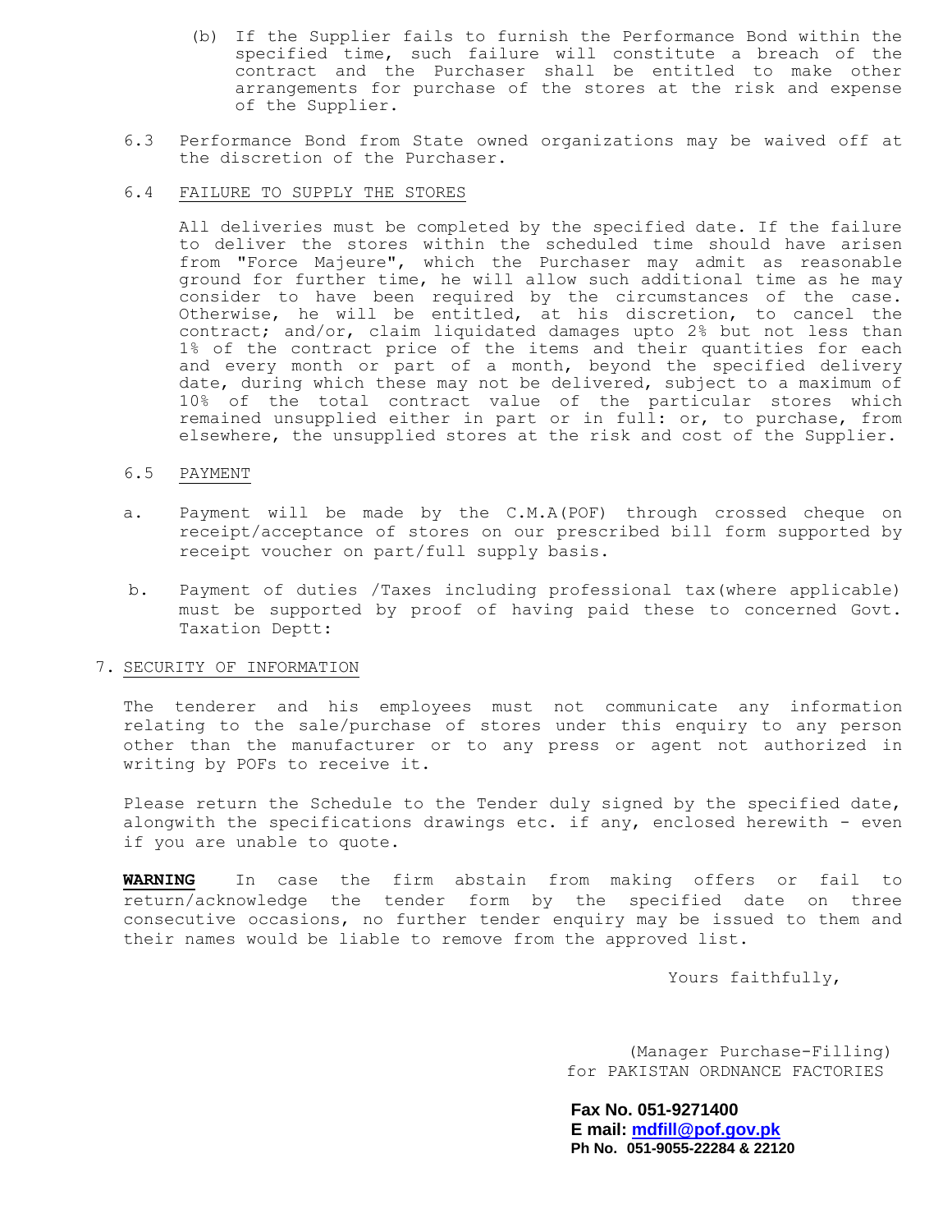(b) If the Supplier fails to furnish the Performance Bond within the specified time, such failure will constitute a breach of the contract and the Purchaser shall be entitled to make other arrangements for purchase of the stores at the risk and expense of the Supplier.

6.3 Performance Bond from State owned organizations may be waived off at the discretion of the Purchaser.

6.4 FAILURE TO SUPPLY THE STORES

All deliveries must be completed by the specified date. If the failure to deliver the stores within the scheduled time should have arisen from "Force Majeure", which the Purchaser may admit as reasonable ground for further time, he will allow such additional time as he may consider to have been required by the circumstances of the case. Otherwise, he will be entitled, at his discretion, to cancel the contract; and/or, claim liquidated damages upto 2% but not less than 1% of the contract price of the items and their quantities for each and every month or part of a month, beyond the specified delivery date, during which these may not be delivered, subject to a maximum of 10% of the total contract value of the particular stores which remained unsupplied either in part or in full: or, to purchase, from elsewhere, the unsupplied stores at the risk and cost of the Supplier.

6.5 PAYMENT

a. Payment will be made by the C.M.A(POF) through crossed cheque on receipt/acceptance of stores on our prescribed bill form supported by receipt voucher on part/full supply basis.

b. Payment of duties /Taxes including professional tax(where applicable) must be supported by proof of having paid these to concerned Govt. Taxation Deptt:

7. SECURITY OF INFORMATION

The tenderer and his employees must not communicate any information relating to the sale/purchase of stores under this enquiry to any person other than the manufacturer or to any press or agent not authorized in writing by POFs to receive it.

Please return the Schedule to the Tender duly signed by the specified date, alongwith the specifications drawings etc. if any, enclosed herewith - even if you are unable to quote.

**WARNING** In case the firm abstain from making offers or fail to return/acknowledge the tender form by the specified date on three consecutive occasions, no further tender enquiry may be issued to them and their names would be liable to remove from the approved list.

Yours faithfully,

(Manager Purchase-Filling)
for PAKISTAN ORDNANCE FACTORIES

**Fax No. 051-9271400**
**E mail: mdfill@pof.gov.pk**
**Ph No. 051-9055-22284 & 22120**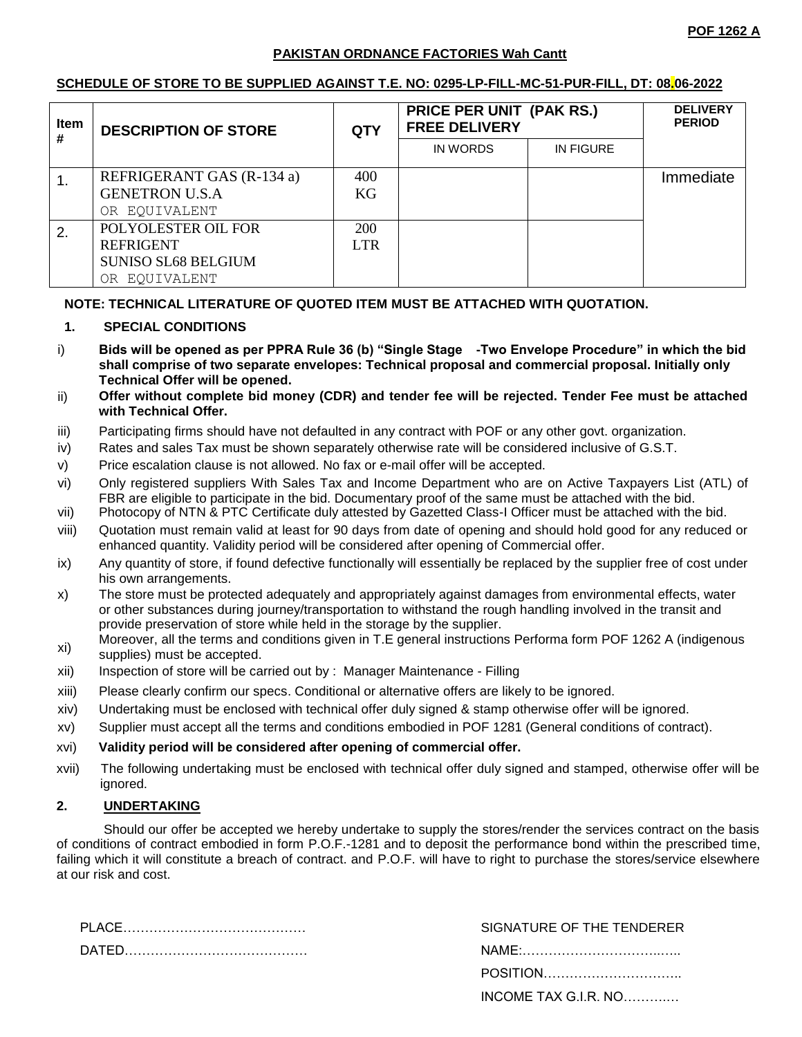**POF 1262 A**

**PAKISTAN ORDNANCE FACTORIES Wah Cantt**

**SCHEDULE OF STORE TO BE SUPPLIED AGAINST T.E. NO: 0295-LP-FILL-MC-51-PUR-FILL, DT: 08.06-2022**

| Item # | DESCRIPTION OF STORE | QTY | PRICE PER UNIT (PAK RS.) FREE DELIVERY | | DELIVERY PERIOD |
|---|---|---|---|---|---|
| | | | IN WORDS | IN FIGURE | |
| 1. | REFRIGERANT GAS (R-134 a) GENETRON U.S.A OR EQUIVALENT | 400 KG | | | Immediate |
| 2. | POLYOLESTER OIL FOR REFRIGENT SUNISO SL68 BELGIUM OR EQUIVALENT | 200 LTR | | | |

**NOTE: TECHNICAL LITERATURE OF QUOTED ITEM MUST BE ATTACHED WITH QUOTATION.**

**1. SPECIAL CONDITIONS**

i) **Bids will be opened as per PPRA Rule 36 (b) "Single Stage -Two Envelope Procedure" in which the bid shall comprise of two separate envelopes: Technical proposal and commercial proposal. Initially only Technical Offer will be opened.**

ii) **Offer without complete bid money (CDR) and tender fee will be rejected. Tender Fee must be attached with Technical Offer.**

iii) Participating firms should have not defaulted in any contract with POF or any other govt. organization.

iv) Rates and sales Tax must be shown separately otherwise rate will be considered inclusive of G.S.T.

v) Price escalation clause is not allowed. No fax or e-mail offer will be accepted.

vi) Only registered suppliers With Sales Tax and Income Department who are on Active Taxpayers List (ATL) of FBR are eligible to participate in the bid. Documentary proof of the same must be attached with the bid.

vii) Photocopy of NTN & PTC Certificate duly attested by Gazetted Class-I Officer must be attached with the bid.

viii) Quotation must remain valid at least for 90 days from date of opening and should hold good for any reduced or enhanced quantity. Validity period will be considered after opening of Commercial offer.

ix) Any quantity of store, if found defective functionally will essentially be replaced by the supplier free of cost under his own arrangements.

x) The store must be protected adequately and appropriately against damages from environmental effects, water or other substances during journey/transportation to withstand the rough handling involved in the transit and provide preservation of store while held in the storage by the supplier.

xi) Moreover, all the terms and conditions given in T.E general instructions Performa form POF 1262 A (indigenous supplies) must be accepted.

xii) Inspection of store will be carried out by : Manager Maintenance - Filling

xiii) Please clearly confirm our specs. Conditional or alternative offers are likely to be ignored.

xiv) Undertaking must be enclosed with technical offer duly signed & stamp otherwise offer will be ignored.

xv) Supplier must accept all the terms and conditions embodied in POF 1281 (General conditions of contract).

xvi) **Validity period will be considered after opening of commercial offer.**

xvii) The following undertaking must be enclosed with technical offer duly signed and stamped, otherwise offer will be ignored.

**2. UNDERTAKING**

Should our offer be accepted we hereby undertake to supply the stores/render the services contract on the basis of conditions of contract embodied in form P.O.F.-1281 and to deposit the performance bond within the prescribed time, failing which it will constitute a breach of contract. and P.O.F. will have to right to purchase the stores/service elsewhere at our risk and cost.

PLACE……………………………………

DATED……………………………………

SIGNATURE OF THE TENDERER

NAME:……………………………..…..

POSITION…………………………..

INCOME TAX G.I.R. NO………..…